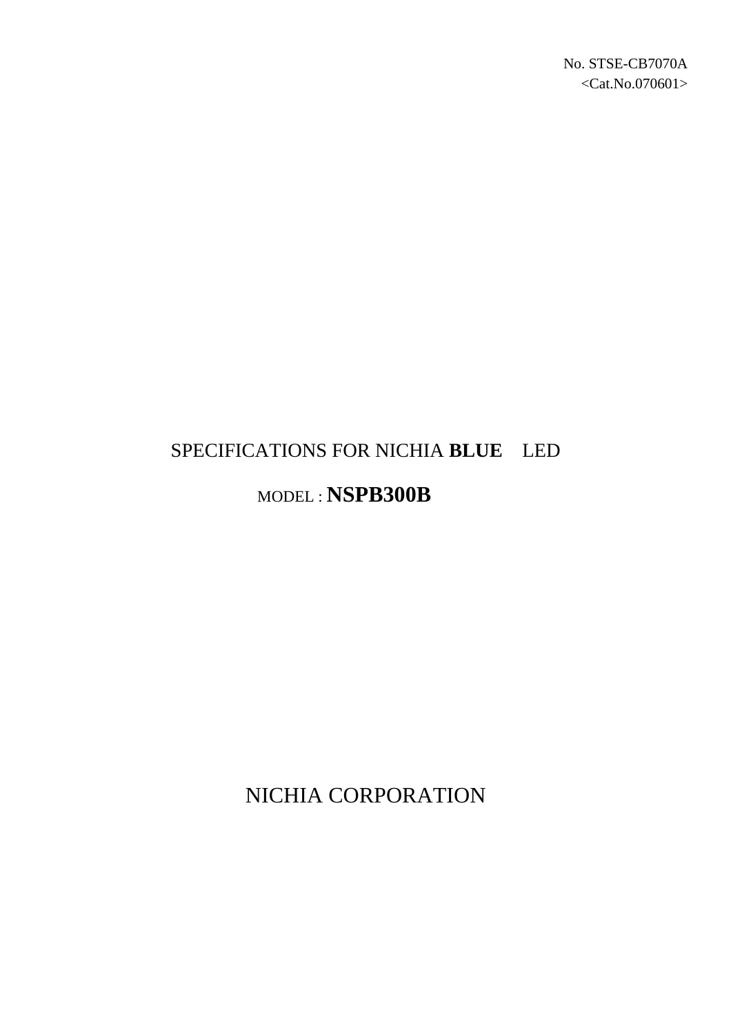No. STSE-CB7070A
<Cat.No.070601>

# SPECIFICATIONS FOR NICHIA **BLUE** LED

## MODEL : **NSPB300B**

NICHIA CORPORATION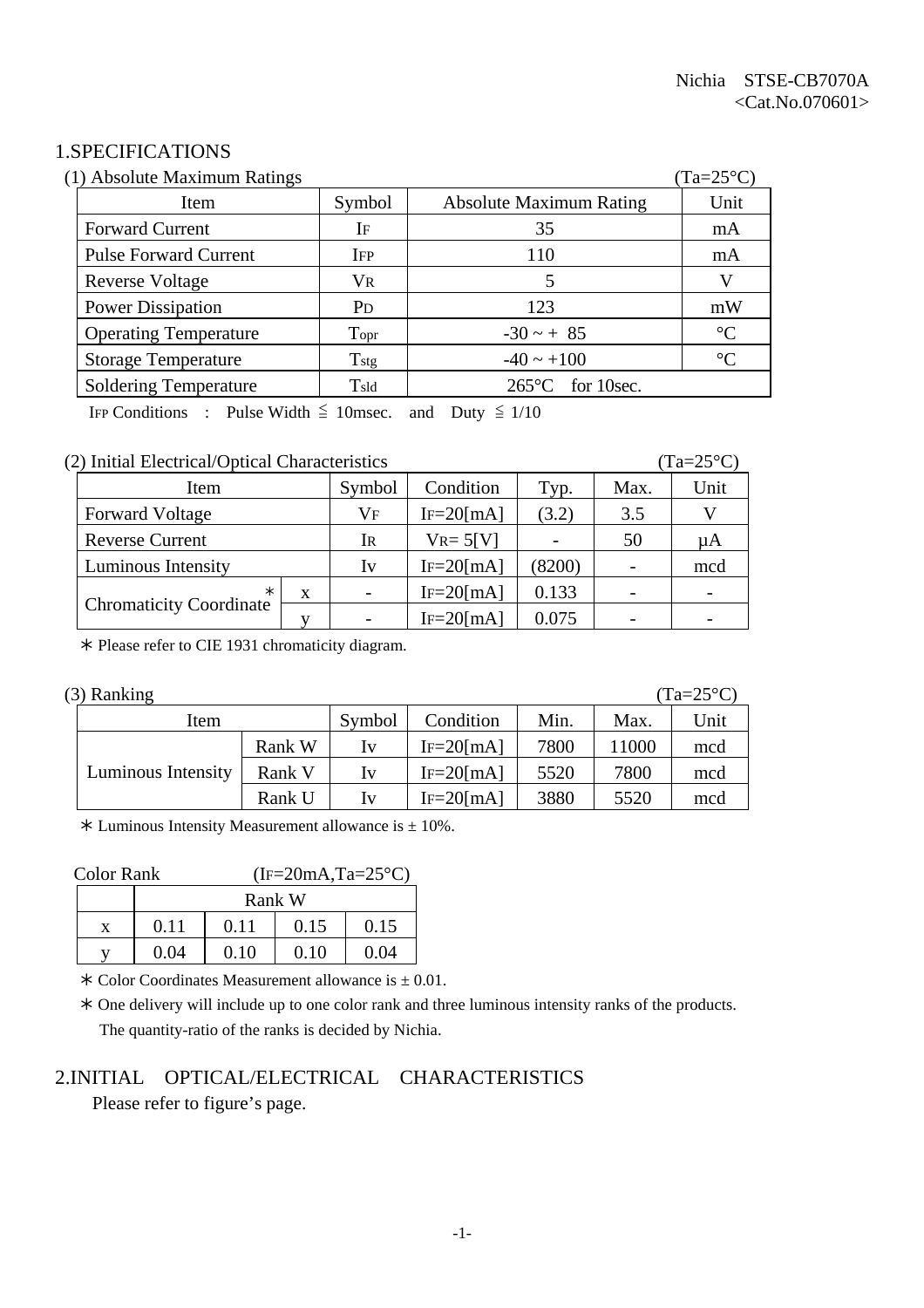## 1.SPECIFICATIONS

(1) Absolute Maximum Ratings (Ta=25°C)

| Item | Symbol | Absolute Maximum Rating | Unit |
|---|---|---|---|
| Forward Current | $I_F$ | 35 | mA |
| Pulse Forward Current | $I_{FP}$ | 110 | mA |
| Reverse Voltage | $V_R$ | 5 | V |
| Power Dissipation | $P_D$ | 123 | mW |
| Operating Temperature | $T_{opr}$ | -30 ~ + 85 | °C |
| Storage Temperature | $T_{stg}$ | -40 ~ +100 | °C |
| Soldering Temperature | $T_{sld}$ | 265°C for 10sec. | |

$I_{FP}$ Conditions : Pulse Width ≦ 10msec. and Duty ≦ 1/10

(2) Initial Electrical/Optical Characteristics (Ta=25°C)

| Item | | Symbol | Condition | Typ. | Max. | Unit |
|---|---|---|---|---|---|---|
| Forward Voltage | | $V_F$ | $I_F$=20[mA] | (3.2) | 3.5 | V |
| Reverse Current | | $I_R$ | $V_R$= 5[V] | - | 50 | µA |
| Luminous Intensity | | Iv | $I_F$=20[mA] | (8200) | - | mcd |
| Chromaticity Coordinate ∗ | x | - | $I_F$=20[mA] | 0.133 | - | - |
| | y | - | $I_F$=20[mA] | 0.075 | - | - |

∗ Please refer to CIE 1931 chromaticity diagram.

(3) Ranking (Ta=25°C)

| Item | | Symbol | Condition | Min. | Max. | Unit |
|---|---|---|---|---|---|---|
| Luminous Intensity | Rank W | Iv | $I_F$=20[mA] | 7800 | 11000 | mcd |
| | Rank V | Iv | $I_F$=20[mA] | 5520 | 7800 | mcd |
| | Rank U | Iv | $I_F$=20[mA] | 3880 | 5520 | mcd |

∗ Luminous Intensity Measurement allowance is ± 10%.

Color Rank ($I_F$=20mA,Ta=25°C)

| | Rank W | | | |
|---|---|---|---|---|
| x | 0.11 | 0.11 | 0.15 | 0.15 |
| y | 0.04 | 0.10 | 0.10 | 0.04 |

∗ Color Coordinates Measurement allowance is ± 0.01.

∗ One delivery will include up to one color rank and three luminous intensity ranks of the products. The quantity-ratio of the ranks is decided by Nichia.

## 2.INITIAL OPTICAL/ELECTRICAL CHARACTERISTICS

Please refer to figure's page.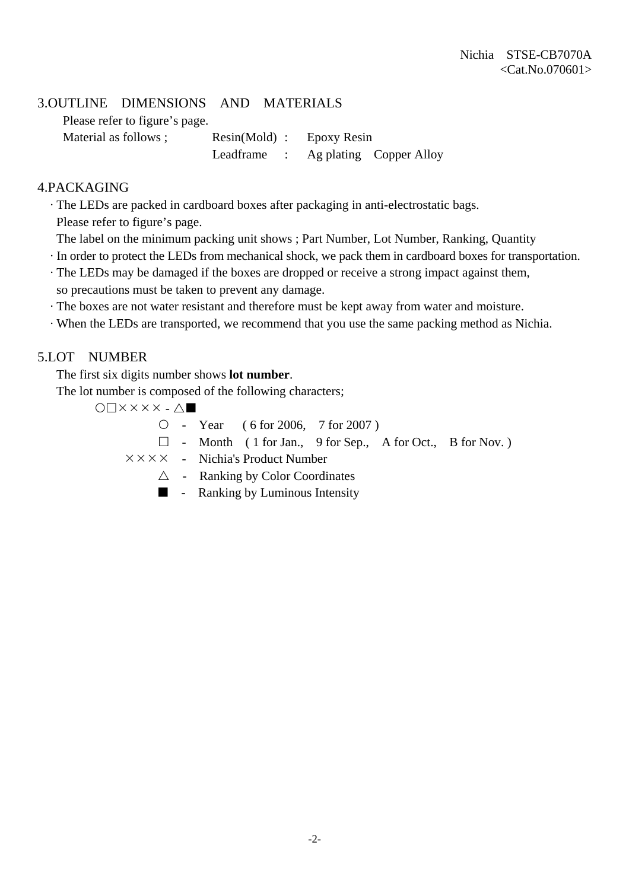## 3.OUTLINE DIMENSIONS AND MATERIALS

Please refer to figure's page.

| Material as follows ; | Resin(Mold) : | Epoxy Resin |
|---|---|---|
| | Leadframe : | Ag plating Copper Alloy |

## 4.PACKAGING

- The LEDs are packed in cardboard boxes after packaging in anti-electrostatic bags.
  Please refer to figure's page.
  The label on the minimum packing unit shows ; Part Number, Lot Number, Ranking, Quantity
- In order to protect the LEDs from mechanical shock, we pack them in cardboard boxes for transportation.
- The LEDs may be damaged if the boxes are dropped or receive a strong impact against them, so precautions must be taken to prevent any damage.
- The boxes are not water resistant and therefore must be kept away from water and moisture.
- When the LEDs are transported, we recommend that you use the same packing method as Nichia.

## 5.LOT NUMBER

The first six digits number shows **lot number**.

The lot number is composed of the following characters;

○□×××× - △■

- ○ - Year ( 6 for 2006, 7 for 2007 )
- □ - Month ( 1 for Jan., 9 for Sep., A for Oct., B for Nov. )
- ×××× - Nichia's Product Number
- △ - Ranking by Color Coordinates
- ■ - Ranking by Luminous Intensity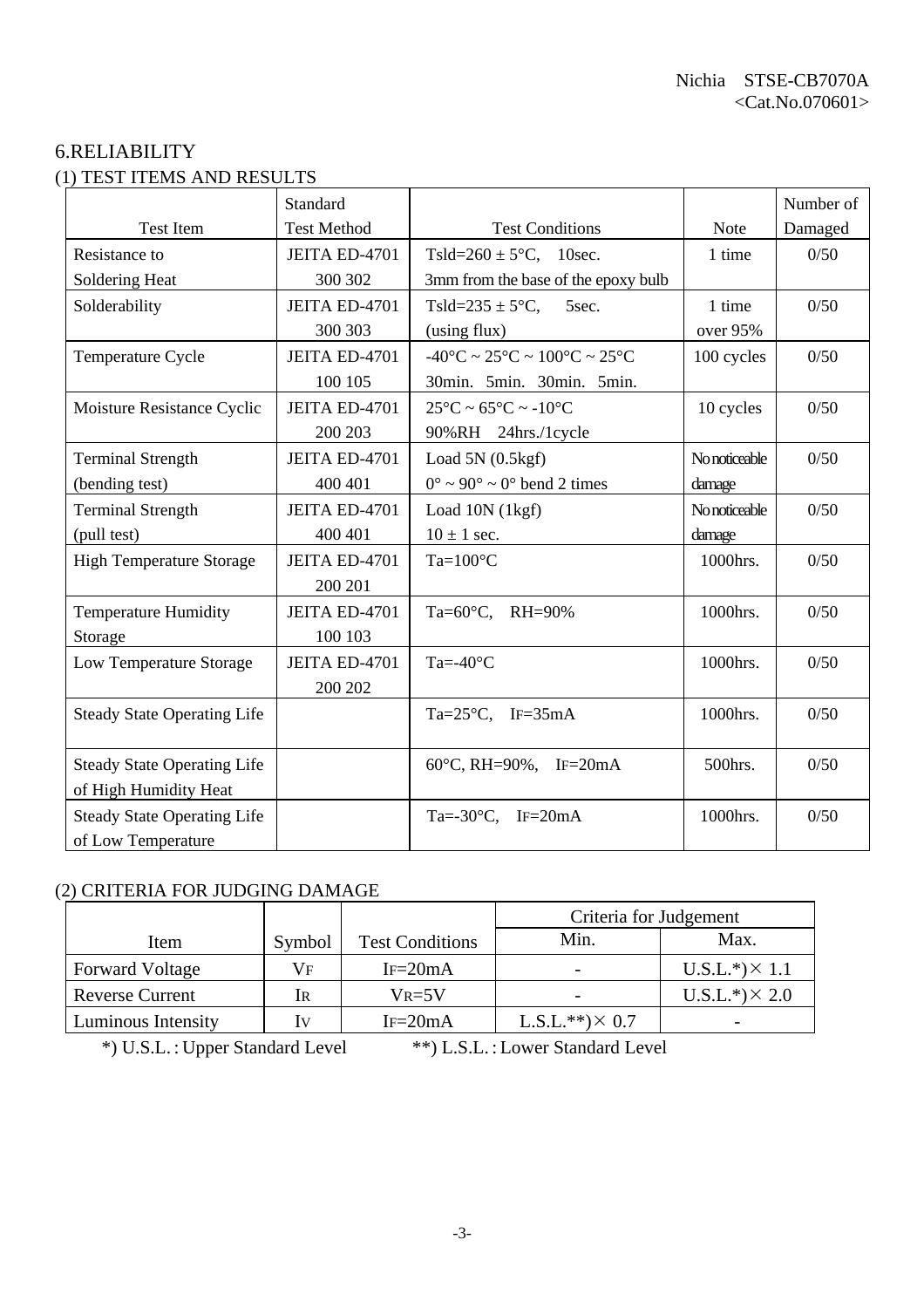## 6.RELIABILITY

### (1) TEST ITEMS AND RESULTS

| Test Item | Standard Test Method | Test Conditions | Note | Number of Damaged |
|---|---|---|---|---|
| Resistance to Soldering Heat | JEITA ED-4701 300 302 | Tsld=260 ± 5°C, 10sec. 3mm from the base of the epoxy bulb | 1 time | 0/50 |
| Solderability | JEITA ED-4701 300 303 | Tsld=235 ± 5°C, 5sec. (using flux) | 1 time over 95% | 0/50 |
| Temperature Cycle | JEITA ED-4701 100 105 | -40°C ~ 25°C ~ 100°C ~ 25°C 30min. 5min. 30min. 5min. | 100 cycles | 0/50 |
| Moisture Resistance Cyclic | JEITA ED-4701 200 203 | 25°C ~ 65°C ~ -10°C 90%RH 24hrs./1cycle | 10 cycles | 0/50 |
| Terminal Strength (bending test) | JEITA ED-4701 400 401 | Load 5N (0.5kgf) 0° ~ 90° ~ 0° bend 2 times | No noticeable damage | 0/50 |
| Terminal Strength (pull test) | JEITA ED-4701 400 401 | Load 10N (1kgf) 10 ± 1 sec. | No noticeable damage | 0/50 |
| High Temperature Storage | JEITA ED-4701 200 201 | Ta=100°C | 1000hrs. | 0/50 |
| Temperature Humidity Storage | JEITA ED-4701 100 103 | Ta=60°C, RH=90% | 1000hrs. | 0/50 |
| Low Temperature Storage | JEITA ED-4701 200 202 | Ta=-40°C | 1000hrs. | 0/50 |
| Steady State Operating Life | | Ta=25°C, $I_F$=35mA | 1000hrs. | 0/50 |
| Steady State Operating Life of High Humidity Heat | | 60°C, RH=90%, $I_F$=20mA | 500hrs. | 0/50 |
| Steady State Operating Life of Low Temperature | | Ta=-30°C, $I_F$=20mA | 1000hrs. | 0/50 |

### (2) CRITERIA FOR JUDGING DAMAGE

| Item | Symbol | Test Conditions | Criteria for Judgement | |
|---|---|---|---|---|
| | | | Min. | Max. |
| Forward Voltage | $V_F$ | $I_F$=20mA | - | U.S.L.*)× 1.1 |
| Reverse Current | $I_R$ | $V_R$=5V | - | U.S.L.*)× 2.0 |
| Luminous Intensity | $I_V$ | $I_F$=20mA | L.S.L.**)× 0.7 | - |

*) U.S.L. : Upper Standard Level　　**) L.S.L. : Lower Standard Level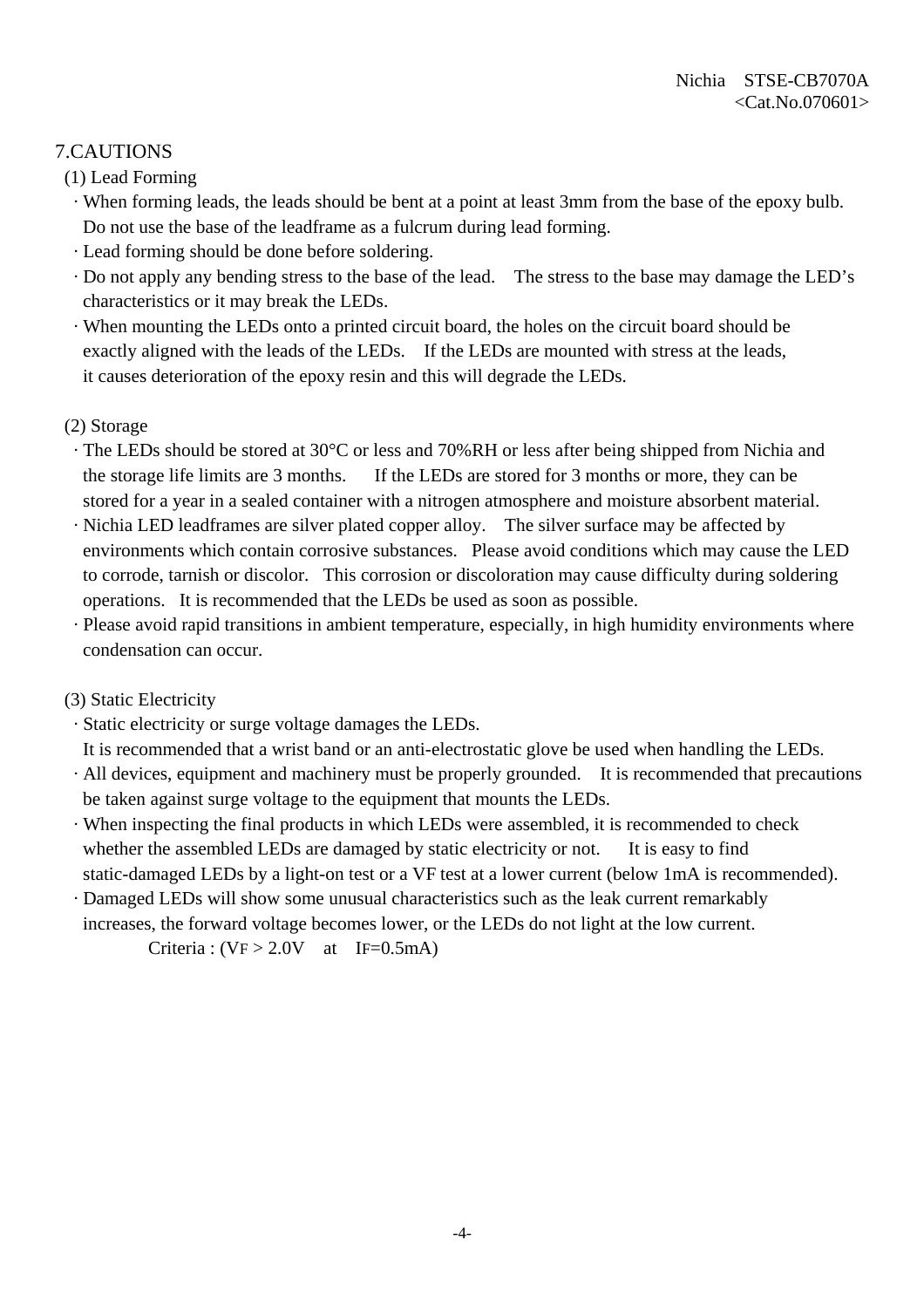## 7.CAUTIONS

### (1) Lead Forming

- When forming leads, the leads should be bent at a point at least 3mm from the base of the epoxy bulb. Do not use the base of the leadframe as a fulcrum during lead forming.
- Lead forming should be done before soldering.
- Do not apply any bending stress to the base of the lead. The stress to the base may damage the LED's characteristics or it may break the LEDs.
- When mounting the LEDs onto a printed circuit board, the holes on the circuit board should be exactly aligned with the leads of the LEDs. If the LEDs are mounted with stress at the leads, it causes deterioration of the epoxy resin and this will degrade the LEDs.

### (2) Storage

- The LEDs should be stored at 30°C or less and 70%RH or less after being shipped from Nichia and the storage life limits are 3 months. If the LEDs are stored for 3 months or more, they can be stored for a year in a sealed container with a nitrogen atmosphere and moisture absorbent material.
- Nichia LED leadframes are silver plated copper alloy. The silver surface may be affected by environments which contain corrosive substances. Please avoid conditions which may cause the LED to corrode, tarnish or discolor. This corrosion or discoloration may cause difficulty during soldering operations. It is recommended that the LEDs be used as soon as possible.
- Please avoid rapid transitions in ambient temperature, especially, in high humidity environments where condensation can occur.

### (3) Static Electricity

- Static electricity or surge voltage damages the LEDs. It is recommended that a wrist band or an anti-electrostatic glove be used when handling the LEDs.
- All devices, equipment and machinery must be properly grounded. It is recommended that precautions be taken against surge voltage to the equipment that mounts the LEDs.
- When inspecting the final products in which LEDs were assembled, it is recommended to check whether the assembled LEDs are damaged by static electricity or not. It is easy to find static-damaged LEDs by a light-on test or a VF test at a lower current (below 1mA is recommended).
- Damaged LEDs will show some unusual characteristics such as the leak current remarkably increases, the forward voltage becomes lower, or the LEDs do not light at the low current.

  Criteria : ($V_F$ > 2.0V at $I_F$=0.5mA)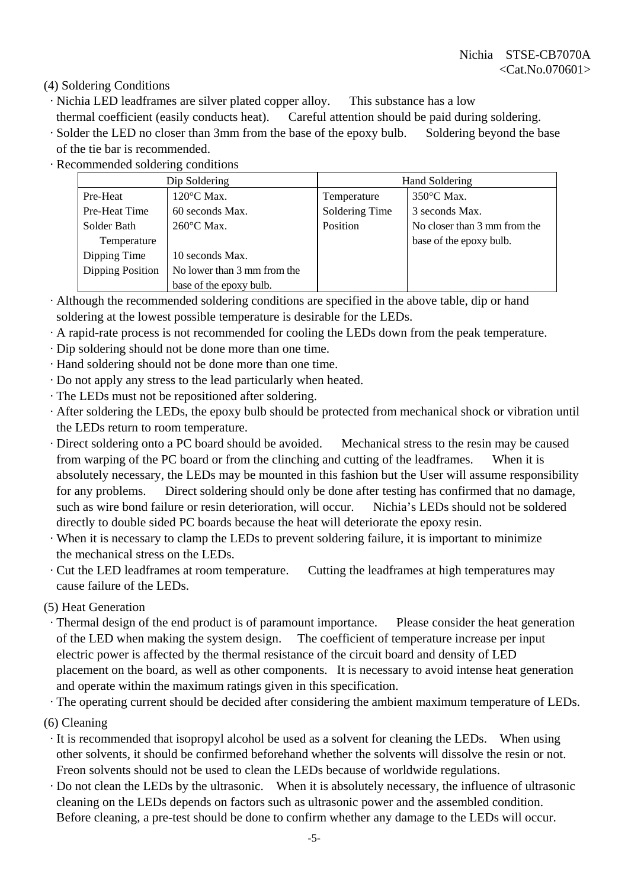(4) Soldering Conditions

- Nichia LED leadframes are silver plated copper alloy. This substance has a low thermal coefficient (easily conducts heat). Careful attention should be paid during soldering.
- Solder the LED no closer than 3mm from the base of the epoxy bulb. Soldering beyond the base of the tie bar is recommended.
- Recommended soldering conditions

| Dip Soldering | | Hand Soldering | |
|---|---|---|---|
| Pre-Heat | 120°C Max. | Temperature | 350°C Max. |
| Pre-Heat Time | 60 seconds Max. | Soldering Time | 3 seconds Max. |
| Solder Bath Temperature | 260°C Max. | Position | No closer than 3 mm from the base of the epoxy bulb. |
| Dipping Time | 10 seconds Max. | | |
| Dipping Position | No lower than 3 mm from the base of the epoxy bulb. | | |

- Although the recommended soldering conditions are specified in the above table, dip or hand soldering at the lowest possible temperature is desirable for the LEDs.
- A rapid-rate process is not recommended for cooling the LEDs down from the peak temperature.
- Dip soldering should not be done more than one time.
- Hand soldering should not be done more than one time.
- Do not apply any stress to the lead particularly when heated.
- The LEDs must not be repositioned after soldering.
- After soldering the LEDs, the epoxy bulb should be protected from mechanical shock or vibration until the LEDs return to room temperature.
- Direct soldering onto a PC board should be avoided. Mechanical stress to the resin may be caused from warping of the PC board or from the clinching and cutting of the leadframes. When it is absolutely necessary, the LEDs may be mounted in this fashion but the User will assume responsibility for any problems. Direct soldering should only be done after testing has confirmed that no damage, such as wire bond failure or resin deterioration, will occur. Nichia's LEDs should not be soldered directly to double sided PC boards because the heat will deteriorate the epoxy resin.
- When it is necessary to clamp the LEDs to prevent soldering failure, it is important to minimize the mechanical stress on the LEDs.
- Cut the LED leadframes at room temperature. Cutting the leadframes at high temperatures may cause failure of the LEDs.

(5) Heat Generation

- Thermal design of the end product is of paramount importance. Please consider the heat generation of the LED when making the system design. The coefficient of temperature increase per input electric power is affected by the thermal resistance of the circuit board and density of LED placement on the board, as well as other components. It is necessary to avoid intense heat generation and operate within the maximum ratings given in this specification.
- The operating current should be decided after considering the ambient maximum temperature of LEDs.

(6) Cleaning

- It is recommended that isopropyl alcohol be used as a solvent for cleaning the LEDs. When using other solvents, it should be confirmed beforehand whether the solvents will dissolve the resin or not. Freon solvents should not be used to clean the LEDs because of worldwide regulations.
- Do not clean the LEDs by the ultrasonic. When it is absolutely necessary, the influence of ultrasonic cleaning on the LEDs depends on factors such as ultrasonic power and the assembled condition. Before cleaning, a pre-test should be done to confirm whether any damage to the LEDs will occur.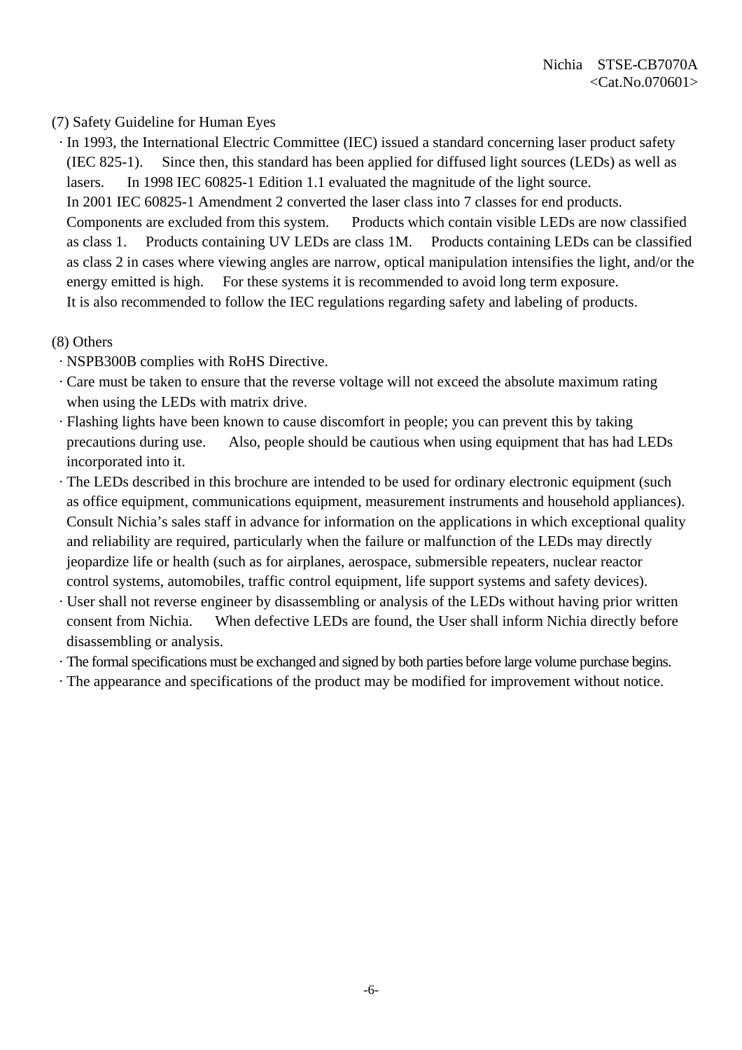(7) Safety Guideline for Human Eyes

- In 1993, the International Electric Committee (IEC) issued a standard concerning laser product safety (IEC 825-1). Since then, this standard has been applied for diffused light sources (LEDs) as well as lasers. In 1998 IEC 60825-1 Edition 1.1 evaluated the magnitude of the light source. In 2001 IEC 60825-1 Amendment 2 converted the laser class into 7 classes for end products. Components are excluded from this system. Products which contain visible LEDs are now classified as class 1. Products containing UV LEDs are class 1M. Products containing LEDs can be classified as class 2 in cases where viewing angles are narrow, optical manipulation intensifies the light, and/or the energy emitted is high. For these systems it is recommended to avoid long term exposure. It is also recommended to follow the IEC regulations regarding safety and labeling of products.

(8) Others

- NSPB300B complies with RoHS Directive.
- Care must be taken to ensure that the reverse voltage will not exceed the absolute maximum rating when using the LEDs with matrix drive.
- Flashing lights have been known to cause discomfort in people; you can prevent this by taking precautions during use. Also, people should be cautious when using equipment that has had LEDs incorporated into it.
- The LEDs described in this brochure are intended to be used for ordinary electronic equipment (such as office equipment, communications equipment, measurement instruments and household appliances). Consult Nichia's sales staff in advance for information on the applications in which exceptional quality and reliability are required, particularly when the failure or malfunction of the LEDs may directly jeopardize life or health (such as for airplanes, aerospace, submersible repeaters, nuclear reactor control systems, automobiles, traffic control equipment, life support systems and safety devices).
- User shall not reverse engineer by disassembling or analysis of the LEDs without having prior written consent from Nichia. When defective LEDs are found, the User shall inform Nichia directly before disassembling or analysis.
- The formal specifications must be exchanged and signed by both parties before large volume purchase begins.
- The appearance and specifications of the product may be modified for improvement without notice.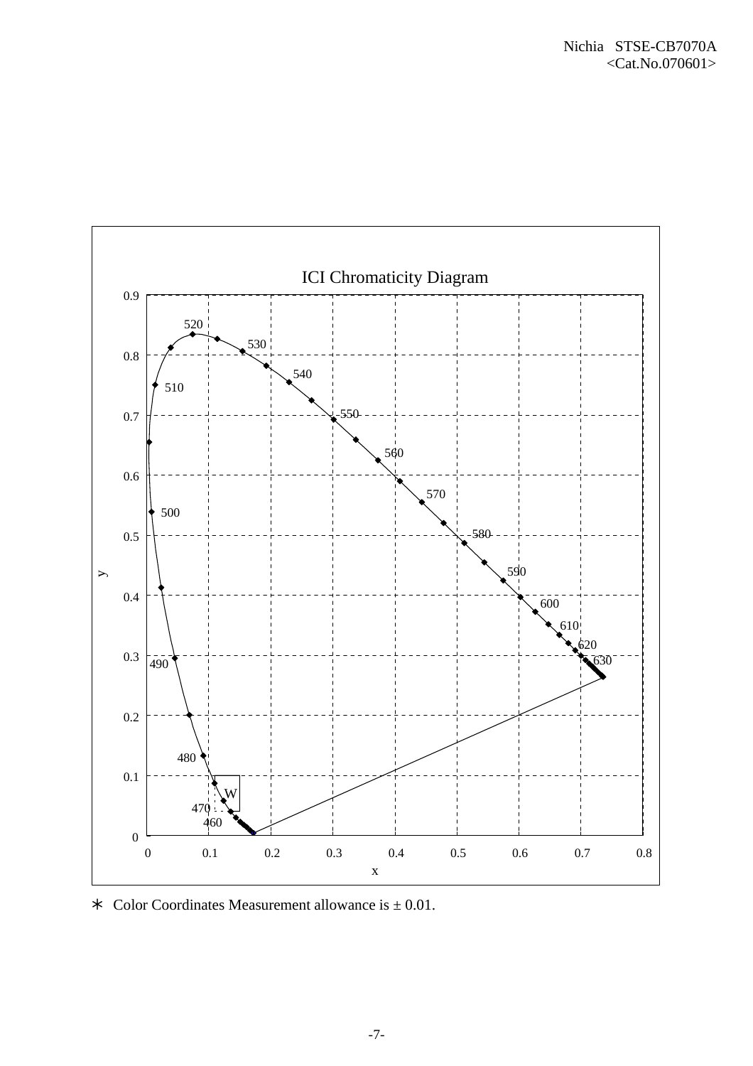ICI Chromaticity Diagram

∗ Color Coordinates Measurement allowance is ± 0.01.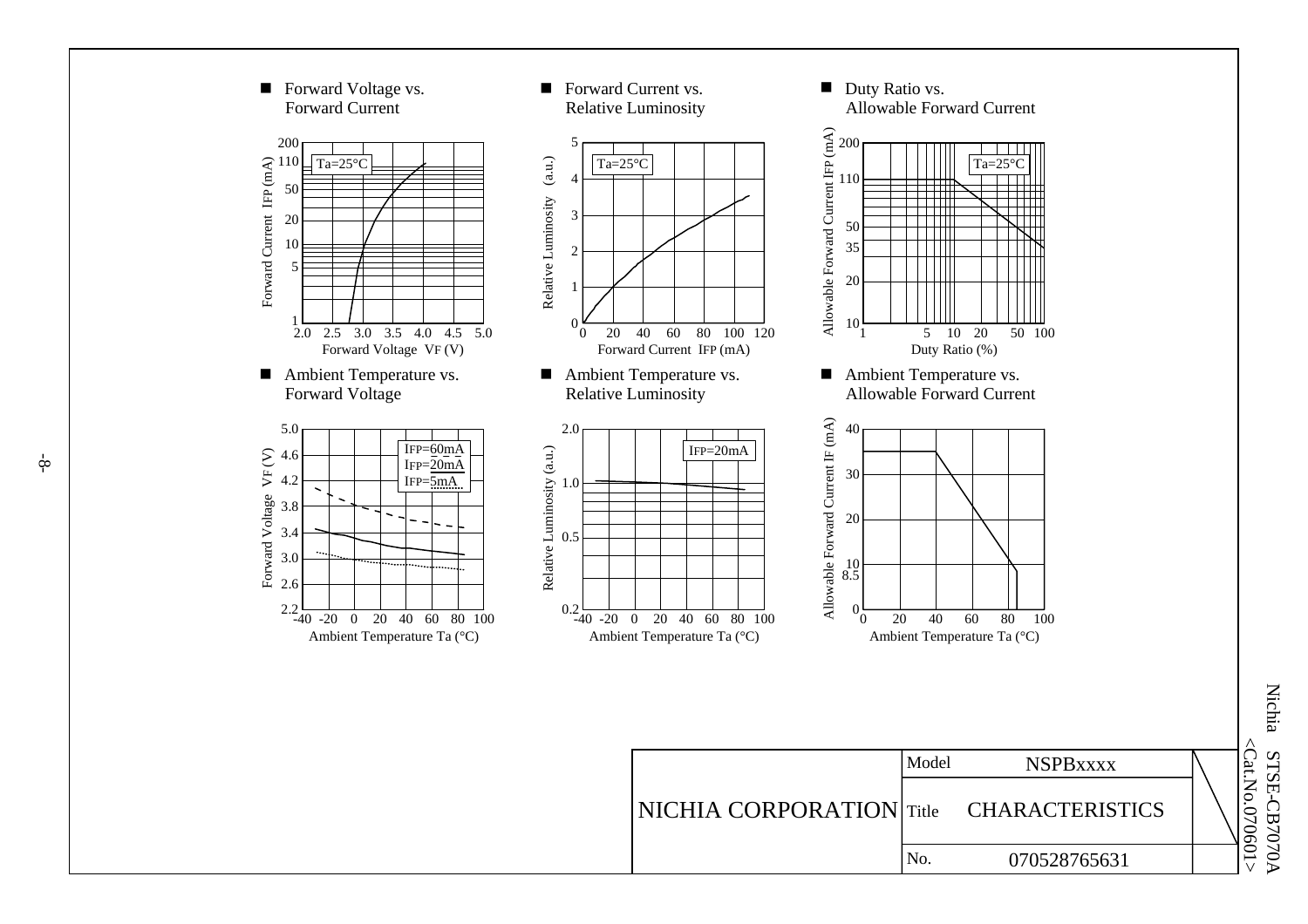■ Forward Voltage vs. Forward Current

Ta=25°C

Forward Current IFP (mA): 1, 5, 10, 20, 50, 110, 200

Forward Voltage VF (V): 2.0, 2.5, 3.0, 3.5, 4.0, 4.5, 5.0

■ Forward Current vs. Relative Luminosity

Ta=25°C

Relative Luminosity (a.u.): 0, 1, 2, 3, 4, 5

Forward Current IFP (mA): 0, 20, 40, 60, 80, 100, 120

■ Duty Ratio vs. Allowable Forward Current

Ta=25°C

Allowable Forward Current IFP (mA): 10, 20, 35, 50, 110, 200

Duty Ratio (%): 1, 5, 10, 20, 50, 100

■ Ambient Temperature vs. Forward Voltage

IFP=60mA
IFP=20mA
IFP=5mA

Forward Voltage VF (V): 2.2, 2.6, 3.0, 3.4, 3.8, 4.2, 4.6, 5.0

Ambient Temperature Ta (°C): -40, -20, 0, 20, 40, 60, 80, 100

■ Ambient Temperature vs. Relative Luminosity

IFP=20mA

Relative Luminosity (a.u.): 0.2, 0.5, 1.0, 2.0

Ambient Temperature Ta (°C): -40, -20, 0, 20, 40, 60, 80, 100

■ Ambient Temperature vs. Allowable Forward Current

Allowable Forward Current IF (mA): 0, 8.5, 10, 20, 30, 40

Ambient Temperature Ta (°C): 0, 20, 40, 60, 80, 100

| NICHIA CORPORATION | Model | NSPBxxxx |
|---|---|---|
| | Title | CHARACTERISTICS |
| | No. | 070528765631 |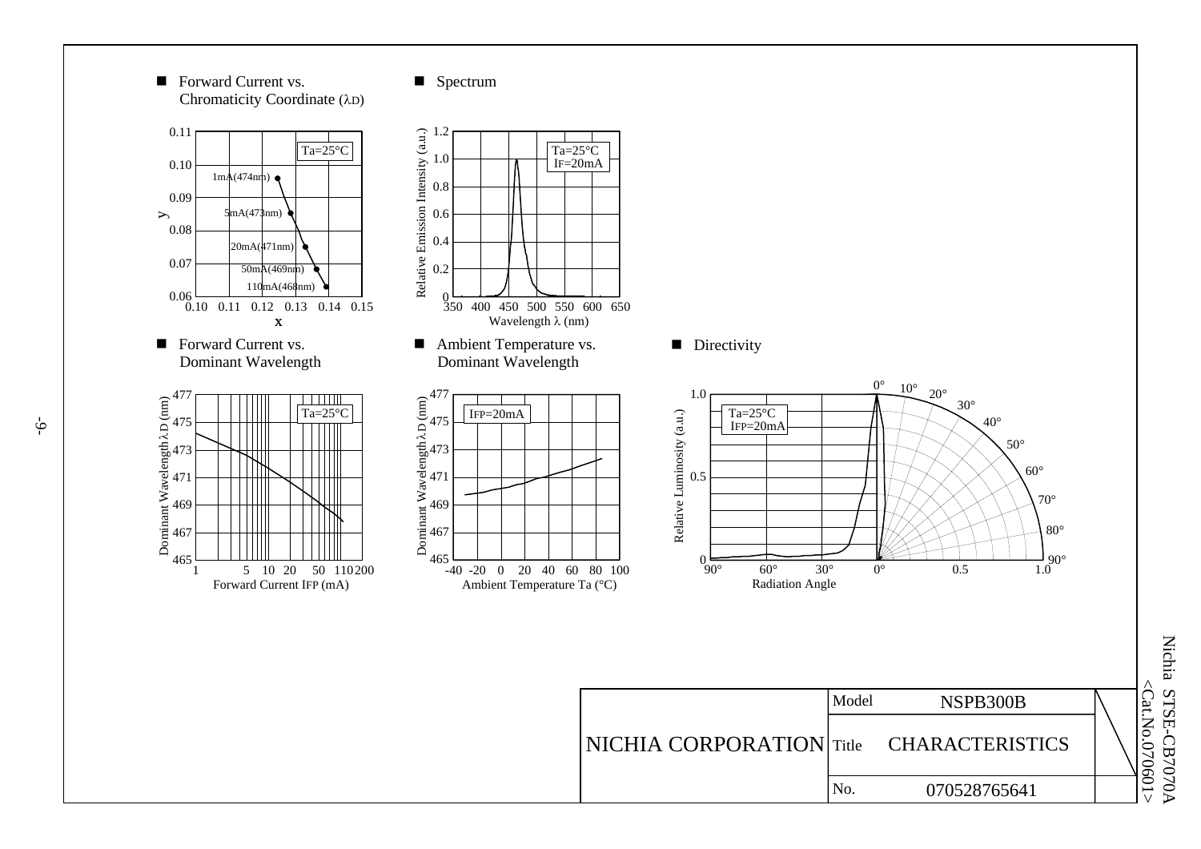■ Forward Current vs. Chromaticity Coordinate ($\lambda_D$)

Ta=25°C

| Forward Current | Point |
|---|---|
| 1mA | (474nm) |
| 5mA | (473nm) |
| 20mA | (471nm) |
| 50mA | (469nm) |
| 110mA | (468nm) |

x: 0.10 0.11 0.12 0.13 0.14 0.15
y: 0.06 0.07 0.08 0.09 0.10 0.11

■ Spectrum

Ta=25°C
IF=20mA

Relative Emission Intensity (a.u.)
Wavelength λ (nm)

■ Forward Current vs. Dominant Wavelength

Ta=25°C

Dominant Wavelength $\lambda_D$ (nm)
Forward Current IFP (mA)

■ Ambient Temperature vs. Dominant Wavelength

IFP=20mA

Dominant Wavelength $\lambda_D$ (nm)
Ambient Temperature Ta (°C)

■ Directivity

Ta=25°C
IFP=20mA

Relative Luminosity (a.u.)
Radiation Angle

| NICHIA CORPORATION | Model | NSPB300B |
|---|---|---|
| | Title | CHARACTERISTICS |
| | No. | 070528765641 |

Nichia STSE-CB7070A
<Cat.No.070601>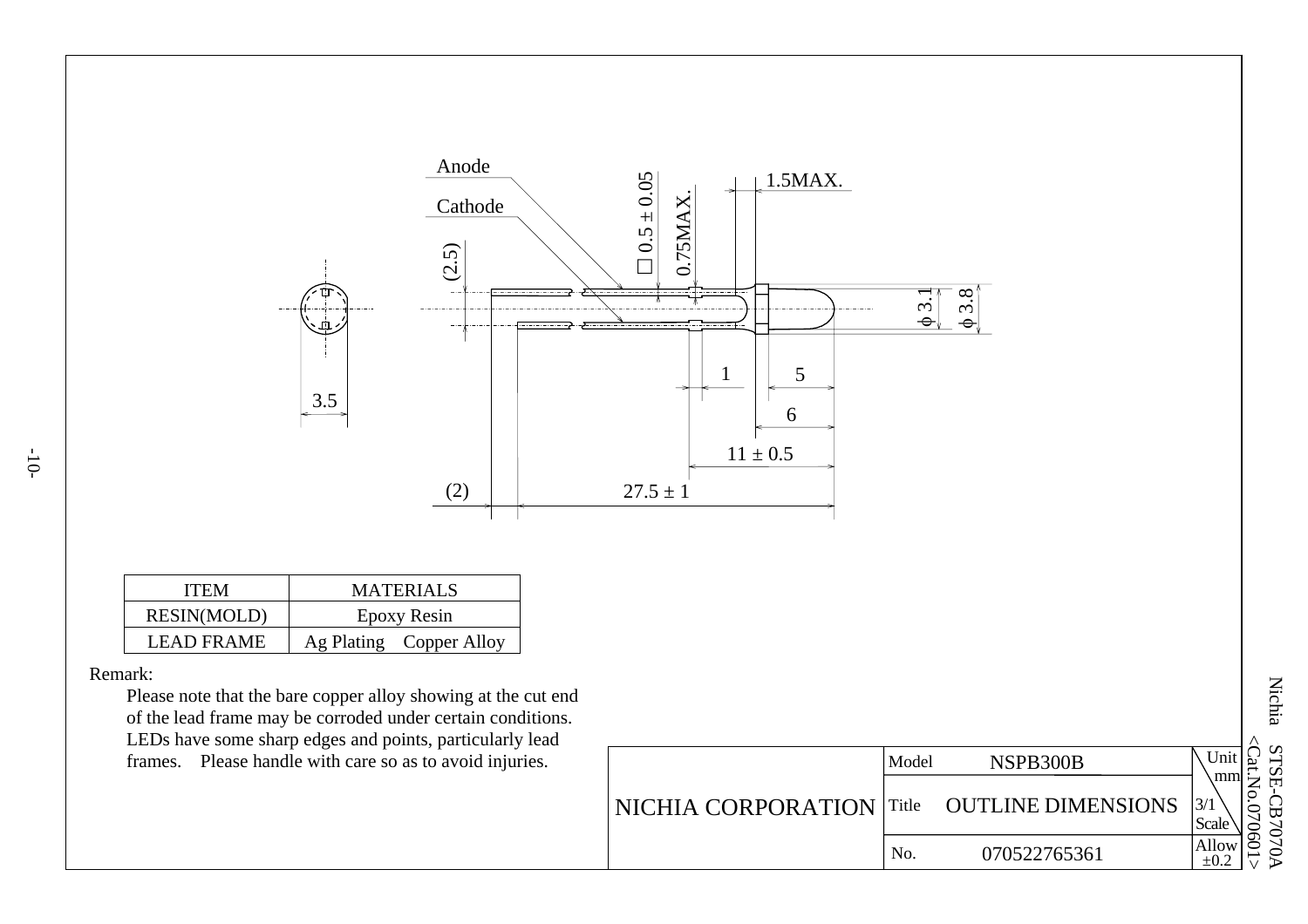Anode

Cathode

□ 0.5 ± 0.05

0.75MAX.

1.5MAX.

(2.5)

φ 3.1

φ 3.8

1

5

6

3.5

11 ± 0.5

(2)

27.5 ± 1

| ITEM | MATERIALS |
| --- | --- |
| RESIN(MOLD) | Epoxy Resin |
| LEAD FRAME | Ag Plating Copper Alloy |

Remark:

Please note that the bare copper alloy showing at the cut end of the lead frame may be corroded under certain conditions. LEDs have some sharp edges and points, particularly lead frames. Please handle with care so as to avoid injuries.

| NICHIA CORPORATION | Model | NSPB300B | Unit mm |
| --- | --- | --- | --- |
| | Title | OUTLINE DIMENSIONS | 3/1 Scale |
| | No. | 070522765361 | Allow ±0.2 |

Nichia STSE-CB7070A <Cat.No.070601>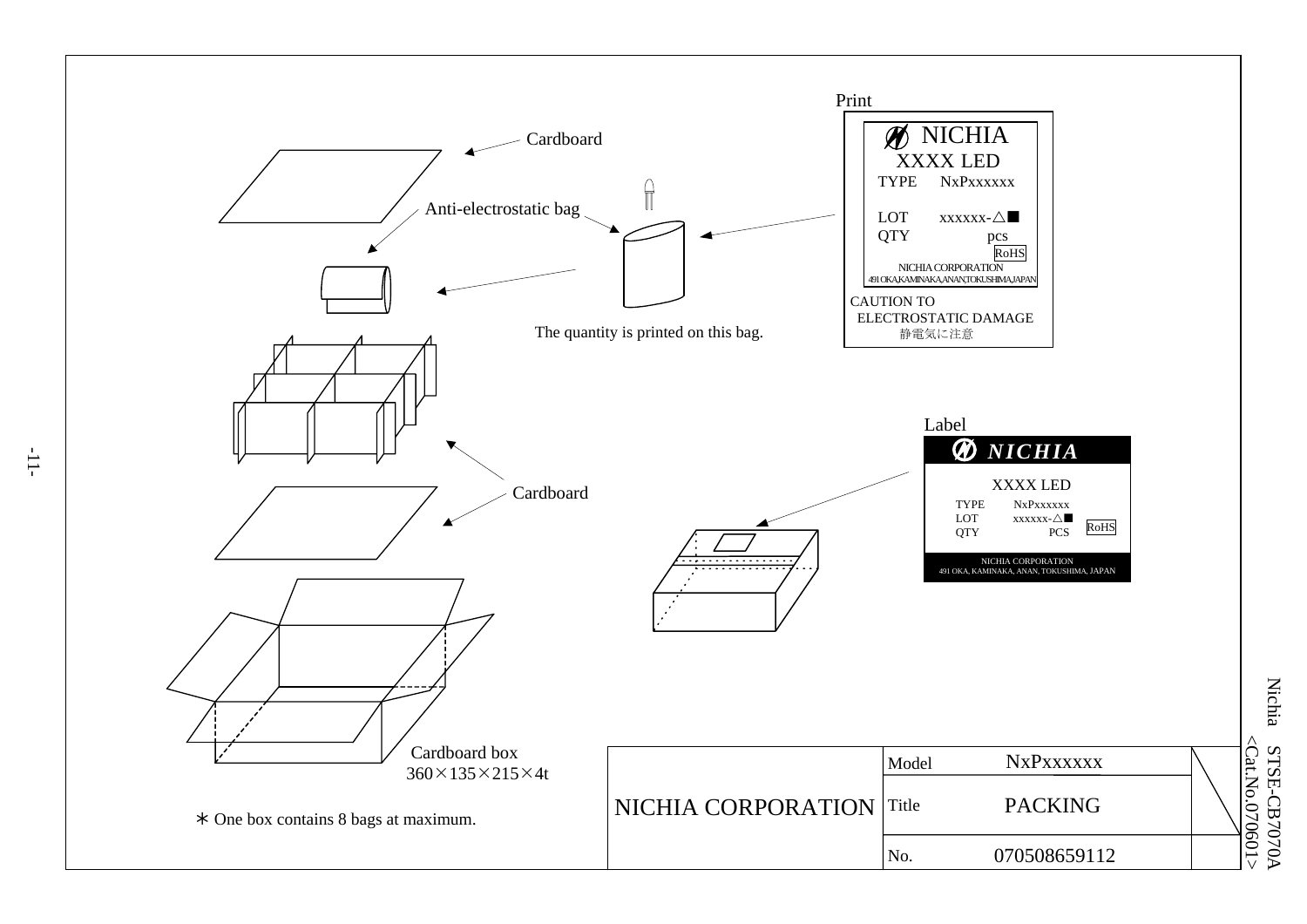Print

NICHIA
XXXX LED
TYPE NxPxxxxxx
LOT xxxxxx-△■
QTY pcs
RoHS
NICHIA CORPORATION
491 OKA,KAMINAKA,ANAN,TOKUSHIMA,JAPAN

CAUTION TO ELECTROSTATIC DAMAGE
静電気に注意

Cardboard

Anti-electrostatic bag

The quantity is printed on this bag.

Label

NICHIA
XXXX LED
TYPE NxPxxxxxx
LOT xxxxxx-△■
QTY PCS
RoHS
NICHIA CORPORATION
491 OKA, KAMINAKA, ANAN, TOKUSHIMA, JAPAN

Cardboard

Cardboard box
360×135×215×4t

∗ One box contains 8 bags at maximum.

| NICHIA CORPORATION | | |
| --- | --- | --- |
| | Model | NxPxxxxxx |
| | Title | PACKING |
| | No. | 070508659112 |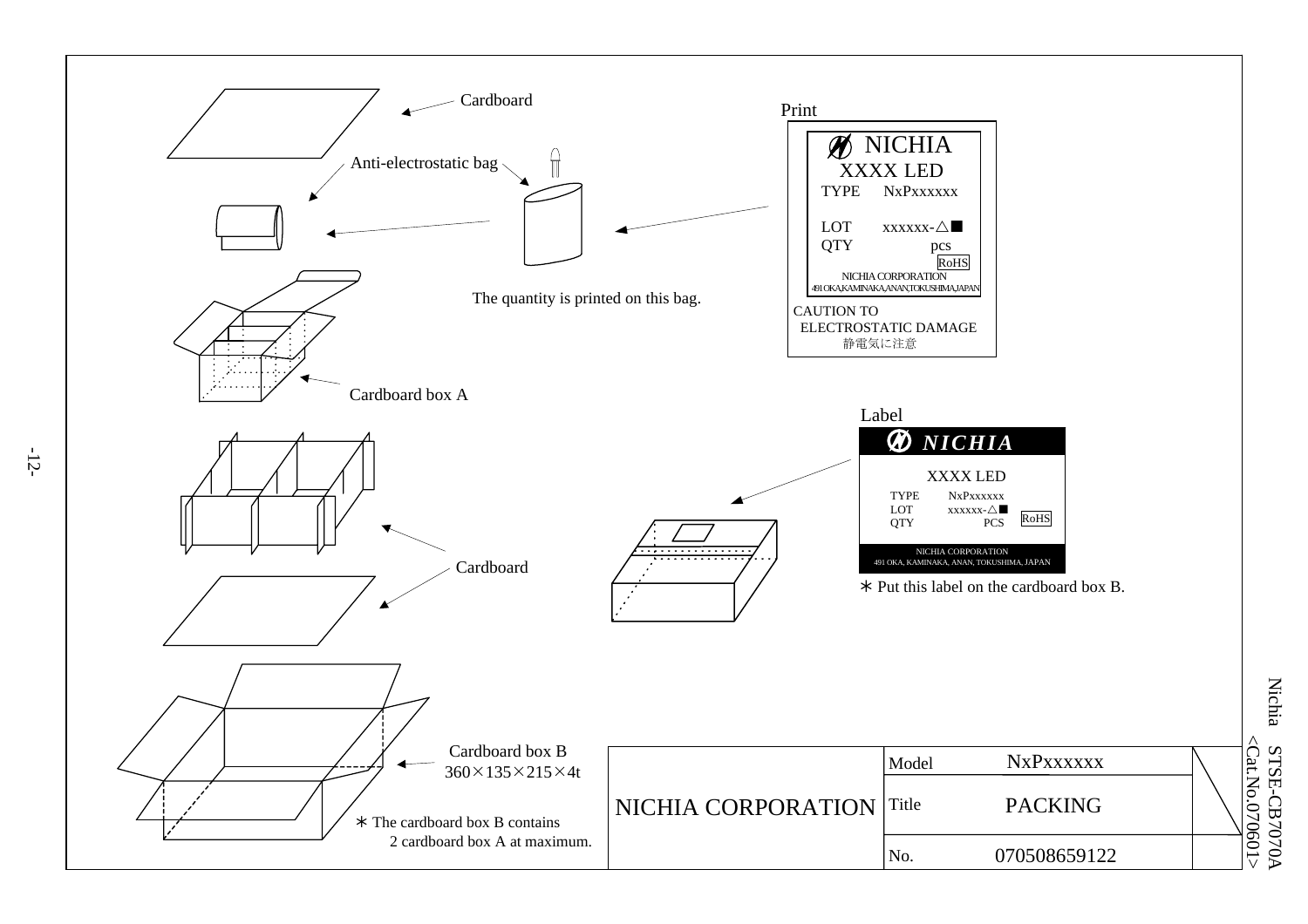Cardboard

Anti-electrostatic bag

Print

| NICHIA |
|---|
| XXXX LED |
| TYPE NxPxxxxxx |
| LOT xxxxxx-△■ |
| QTY pcs |
| RoHS |
| NICHIA CORPORATION |
| 491 OKA,KAMINAKA,ANAN,TOKUSHIMA,JAPAN |

CAUTION TO
ELECTROSTATIC DAMAGE
静電気に注意

The quantity is printed on this bag.

Cardboard box A

Label

| NICHIA |
|---|
| XXXX LED |
| TYPE NxPxxxxxx |
| LOT xxxxxx-△■ |
| QTY PCS RoHS |
| NICHIA CORPORATION |
| 491 OKA, KAMINAKA, ANAN, TOKUSHIMA, JAPAN |

＊Put this label on the cardboard box B.

Cardboard

Cardboard box B
360×135×215×4t

＊The cardboard box B contains 2 cardboard box A at maximum.

| NICHIA CORPORATION | Model | NxPxxxxxx |
|---|---|---|
| | Title | PACKING |
| | No. | 070508659122 |

Nichia STSE-CB7070A
<Cat.No.070601>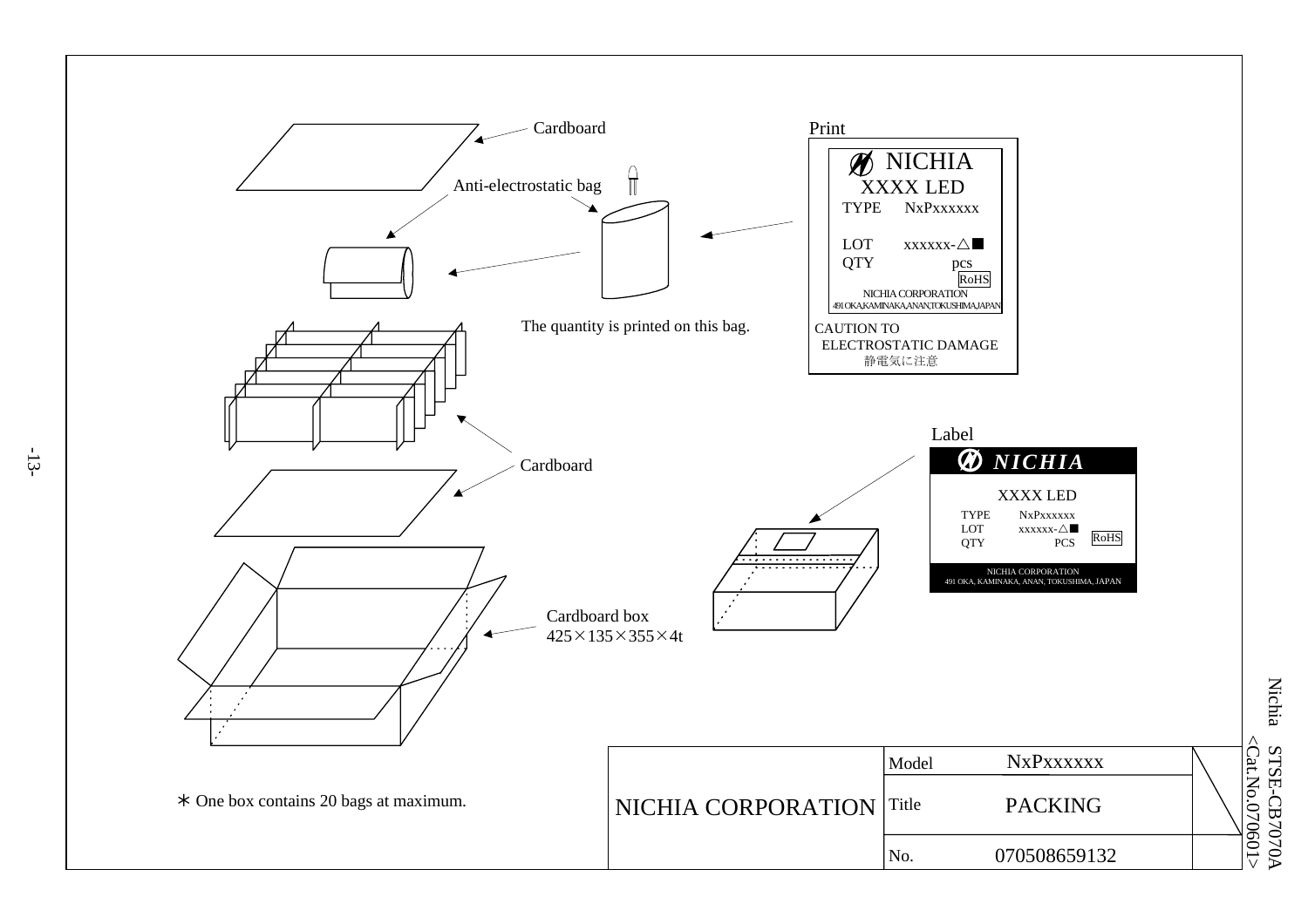Cardboard

Anti-electrostatic bag

The quantity is printed on this bag.

Print

NICHIA
XXXX LED
TYPE NxPxxxxxx

LOT xxxxxx-△■
QTY pcs
RoHS
NICHIA CORPORATION
491 OKA,KAMINAKA,ANAN,TOKUSHIMA,JAPAN

CAUTION TO
ELECTROSTATIC DAMAGE
静電気に注意

Cardboard

Label

NICHIA

XXXX LED
TYPE NxPxxxxxx
LOT xxxxxx-△■
QTY PCS
RoHS
NICHIA CORPORATION
491 OKA, KAMINAKA, ANAN, TOKUSHIMA, JAPAN

Cardboard box
425×135×355×4t

∗ One box contains 20 bags at maximum.

| NICHIA CORPORATION | Model | NxPxxxxxx |
|---|---|---|
| | Title | PACKING |
| | No. | 070508659132 |

Nichia STSE-CB7070A
<Cat.No.070601>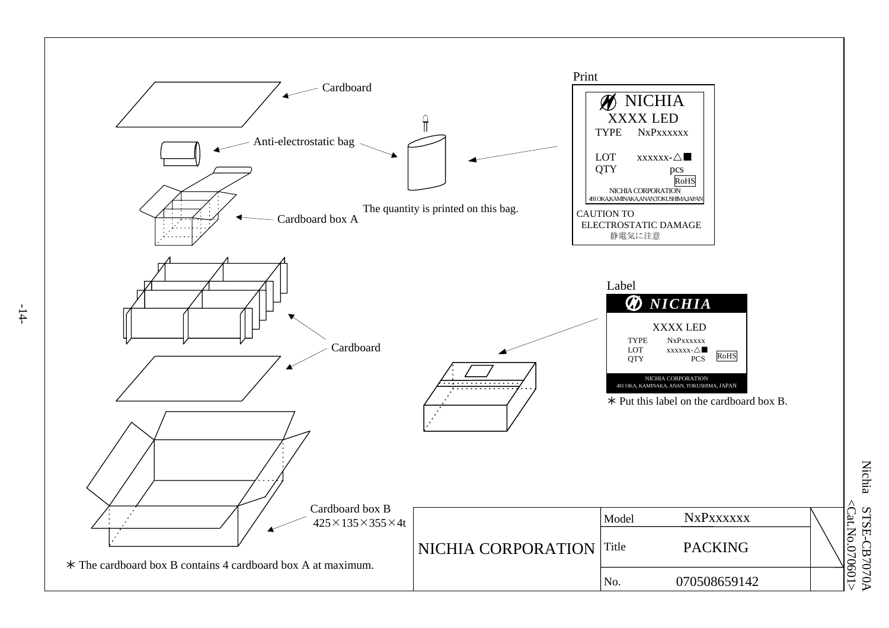Cardboard

Anti-electrostatic bag

Cardboard box A

The quantity is printed on this bag.

Print

NICHIA
XXXX LED
TYPE NxPxxxxxx

LOT xxxxxx-△■
QTY pcs
RoHS
NICHIA CORPORATION
491 OKA,KAMINAKA,ANAN,TOKUSHIMA,JAPAN

CAUTION TO
ELECTROSTATIC DAMAGE
静電気に注意

Label

NICHIA

XXXX LED
TYPE NxPxxxxxx
LOT xxxxxx-△■
QTY PCS
RoHS

NICHIA CORPORATION
491 OKA, KAMINAKA, ANAN, TOKUSHIMA, JAPAN

＊Put this label on the cardboard box B.

Cardboard

Cardboard box B
425×135×355×4t

＊The cardboard box B contains 4 cardboard box A at maximum.

| | | |
|---|---|---|
| NICHIA CORPORATION | Model | NxPxxxxxx |
| | Title | PACKING |
| | No. | 070508659142 |